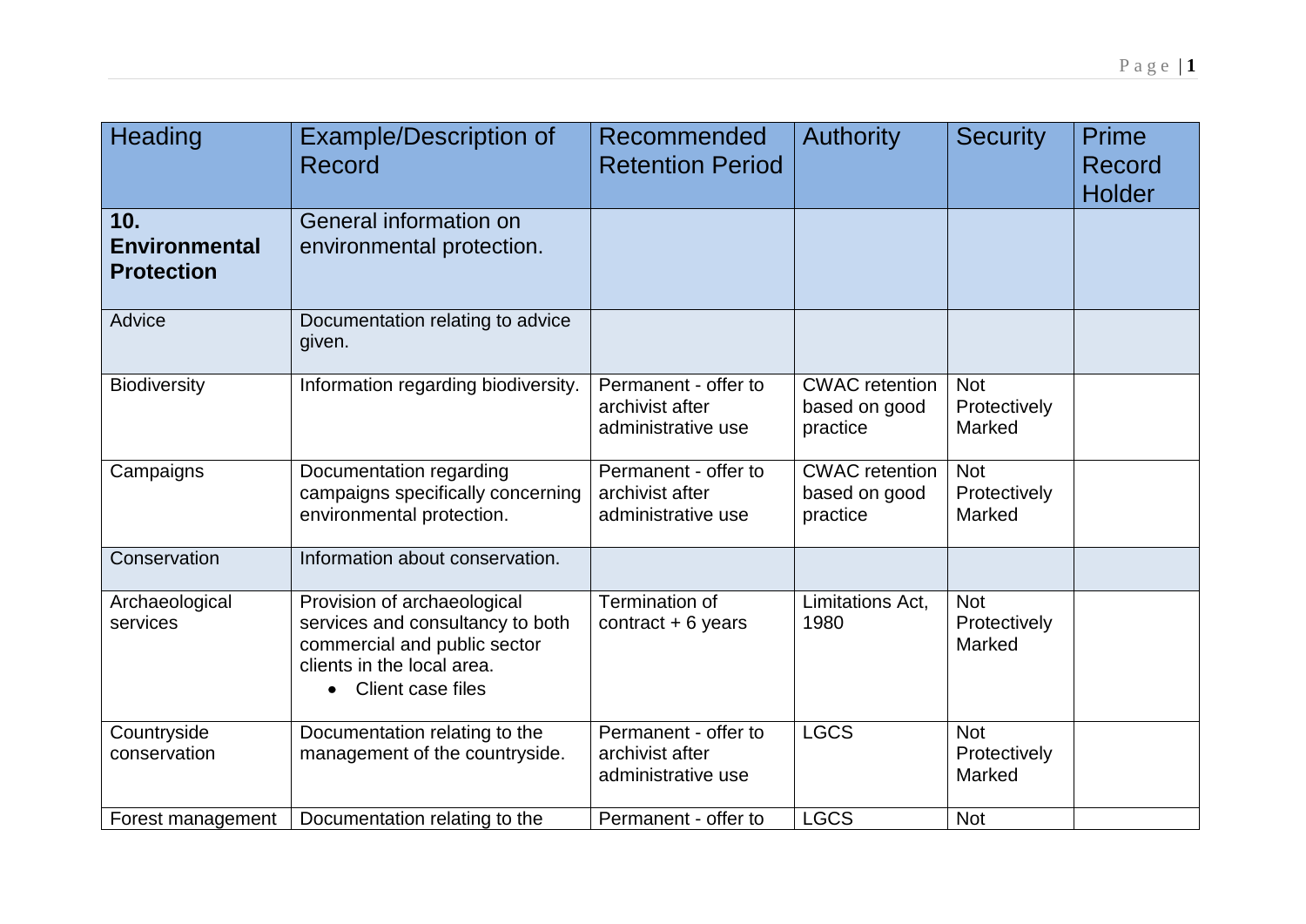| Heading | Example/Description of Record | Recommended Retention Period | Authority | Security | Prime Record Holder |
|---|---|---|---|---|---|
| **10. Environmental Protection** | General information on environmental protection. | | | | |
| Advice | Documentation relating to advice given. | | | | |
| Biodiversity | Information regarding biodiversity. | Permanent - offer to archivist after administrative use | CWAC retention based on good practice | Not Protectively Marked | |
| Campaigns | Documentation regarding campaigns specifically concerning environmental protection. | Permanent - offer to archivist after administrative use | CWAC retention based on good practice | Not Protectively Marked | |
| Conservation | Information about conservation. | | | | |
| Archaeological services | Provision of archaeological services and consultancy to both commercial and public sector clients in the local area.<br>• Client case files | Termination of contract + 6 years | Limitations Act, 1980 | Not Protectively Marked | |
| Countryside conservation | Documentation relating to the management of the countryside. | Permanent - offer to archivist after administrative use | LGCS | Not Protectively Marked | |
| Forest management | Documentation relating to the | Permanent - offer to | LGCS | Not | |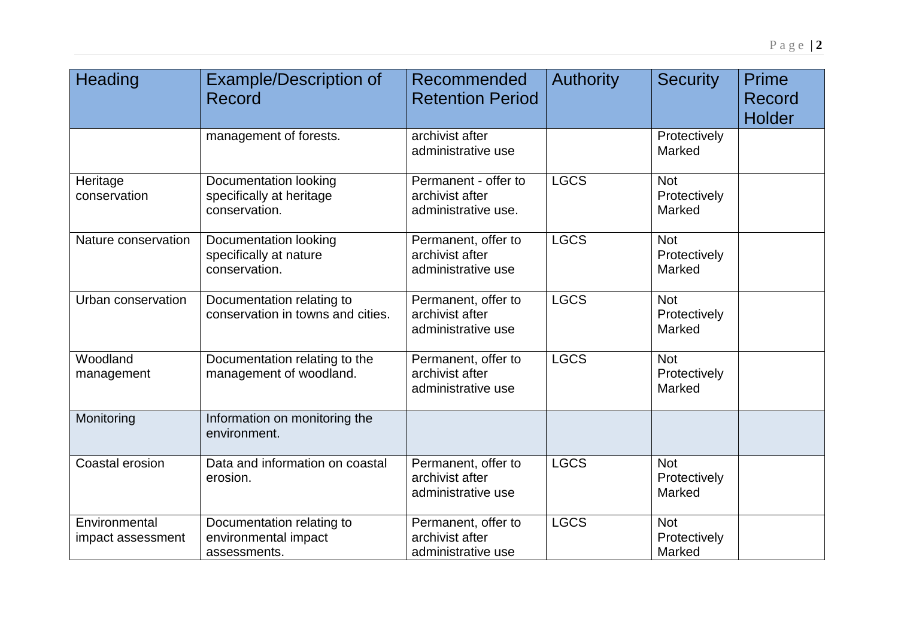| Heading | Example/Description of Record | Recommended Retention Period | Authority | Security | Prime Record Holder |
|---|---|---|---|---|---|
| | management of forests. | archivist after administrative use | | Protectively Marked | |
| Heritage conservation | Documentation looking specifically at heritage conservation. | Permanent - offer to archivist after administrative use. | LGCS | Not Protectively Marked | |
| Nature conservation | Documentation looking specifically at nature conservation. | Permanent, offer to archivist after administrative use | LGCS | Not Protectively Marked | |
| Urban conservation | Documentation relating to conservation in towns and cities. | Permanent, offer to archivist after administrative use | LGCS | Not Protectively Marked | |
| Woodland management | Documentation relating to the management of woodland. | Permanent, offer to archivist after administrative use | LGCS | Not Protectively Marked | |
| Monitoring | Information on monitoring the environment. | | | | |
| Coastal erosion | Data and information on coastal erosion. | Permanent, offer to archivist after administrative use | LGCS | Not Protectively Marked | |
| Environmental impact assessment | Documentation relating to environmental impact assessments. | Permanent, offer to archivist after administrative use | LGCS | Not Protectively Marked | |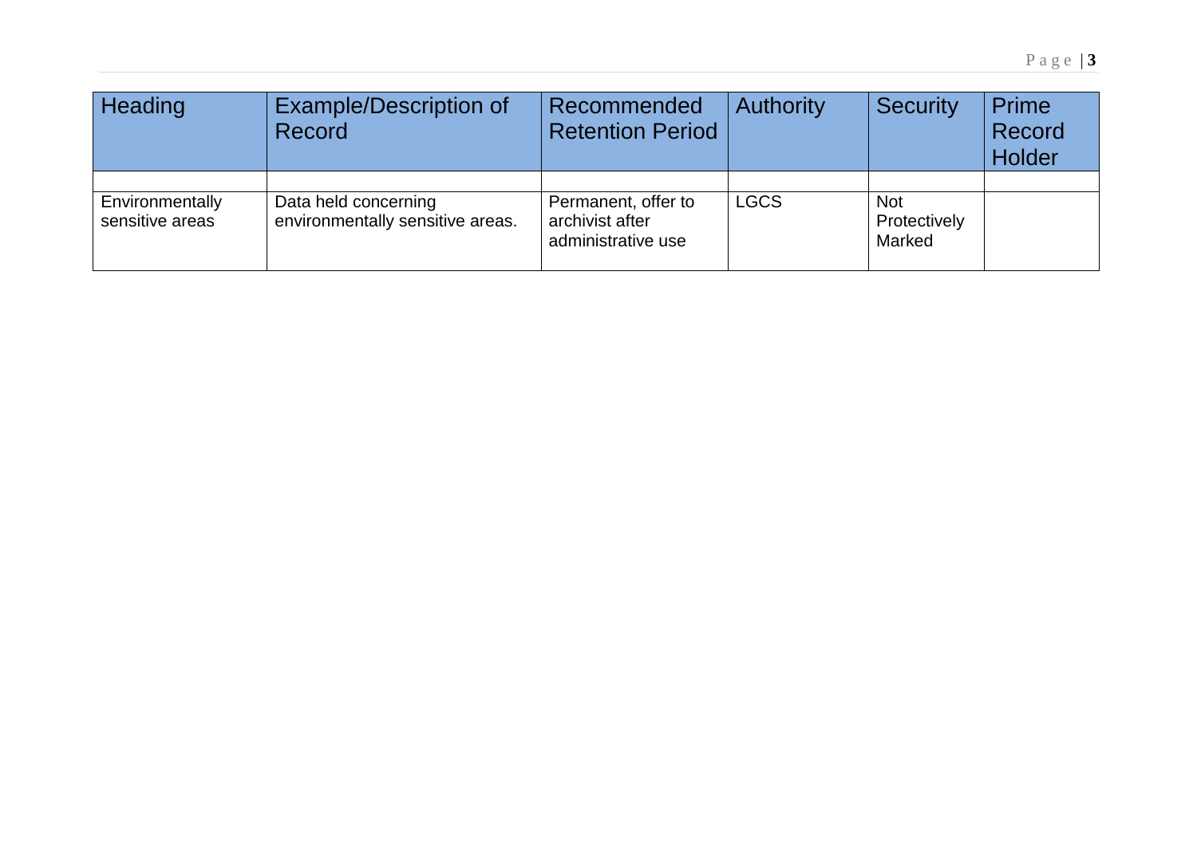| Heading | Example/Description of Record | Recommended Retention Period | Authority | Security | Prime Record Holder |
|---|---|---|---|---|---|
| | | | | | |
| Environmentally sensitive areas | Data held concerning environmentally sensitive areas. | Permanent, offer to archivist after administrative use | LGCS | Not Protectively Marked | |